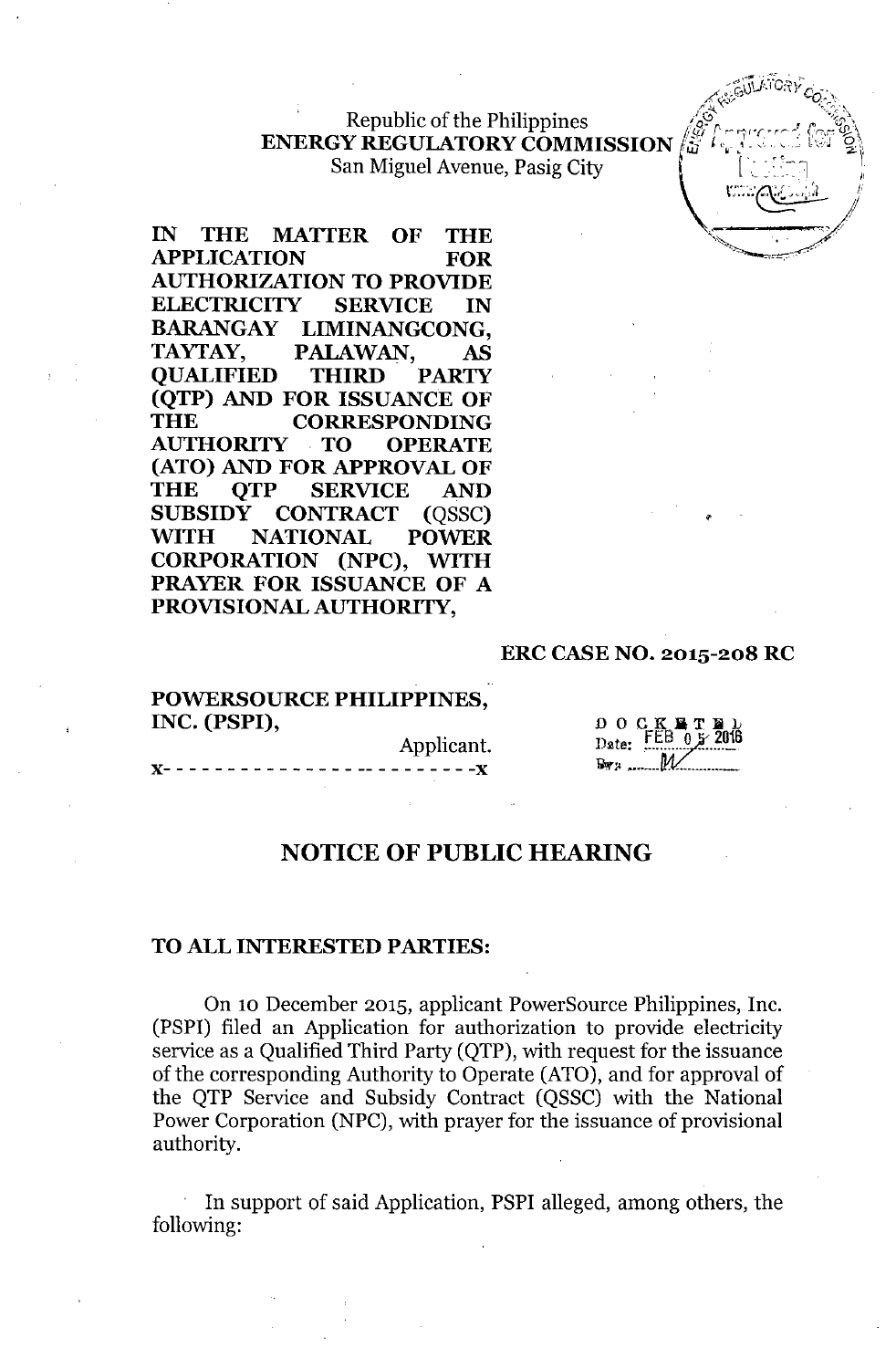Republic of the Philippines
**ENERGY REGULATORY COMMISSION**
San Miguel Avenue, Pasig City

**IN THE MATTER OF THE APPLICATION FOR AUTHORIZATION TO PROVIDE ELECTRICITY SERVICE IN BARANGAY LIMINANGCONG, TAYTAY, PALAWAN, AS QUALIFIED THIRD PARTY (QTP) AND FOR ISSUANCE OF THE CORRESPONDING AUTHORITY TO OPERATE (ATO) AND FOR APPROVAL OF THE QTP SERVICE AND SUBSIDY CONTRACT (QSSC) WITH NATIONAL POWER CORPORATION (NPC), WITH PRAYER FOR ISSUANCE OF A PROVISIONAL AUTHORITY,**

**ERC CASE NO. 2015-208 RC**

**POWERSOURCE PHILIPPINES, INC. (PSPI),**
Applicant.
x- - - - - - - - - - - - - - - - - - - - - - - - -x

DOCKETED
Date: FEB 05 2016
By: M

## NOTICE OF PUBLIC HEARING

**TO ALL INTERESTED PARTIES:**

On 10 December 2015, applicant PowerSource Philippines, Inc. (PSPI) filed an Application for authorization to provide electricity service as a Qualified Third Party (QTP), with request for the issuance of the corresponding Authority to Operate (ATO), and for approval of the QTP Service and Subsidy Contract (QSSC) with the National Power Corporation (NPC), with prayer for the issuance of provisional authority.

In support of said Application, PSPI alleged, among others, the following: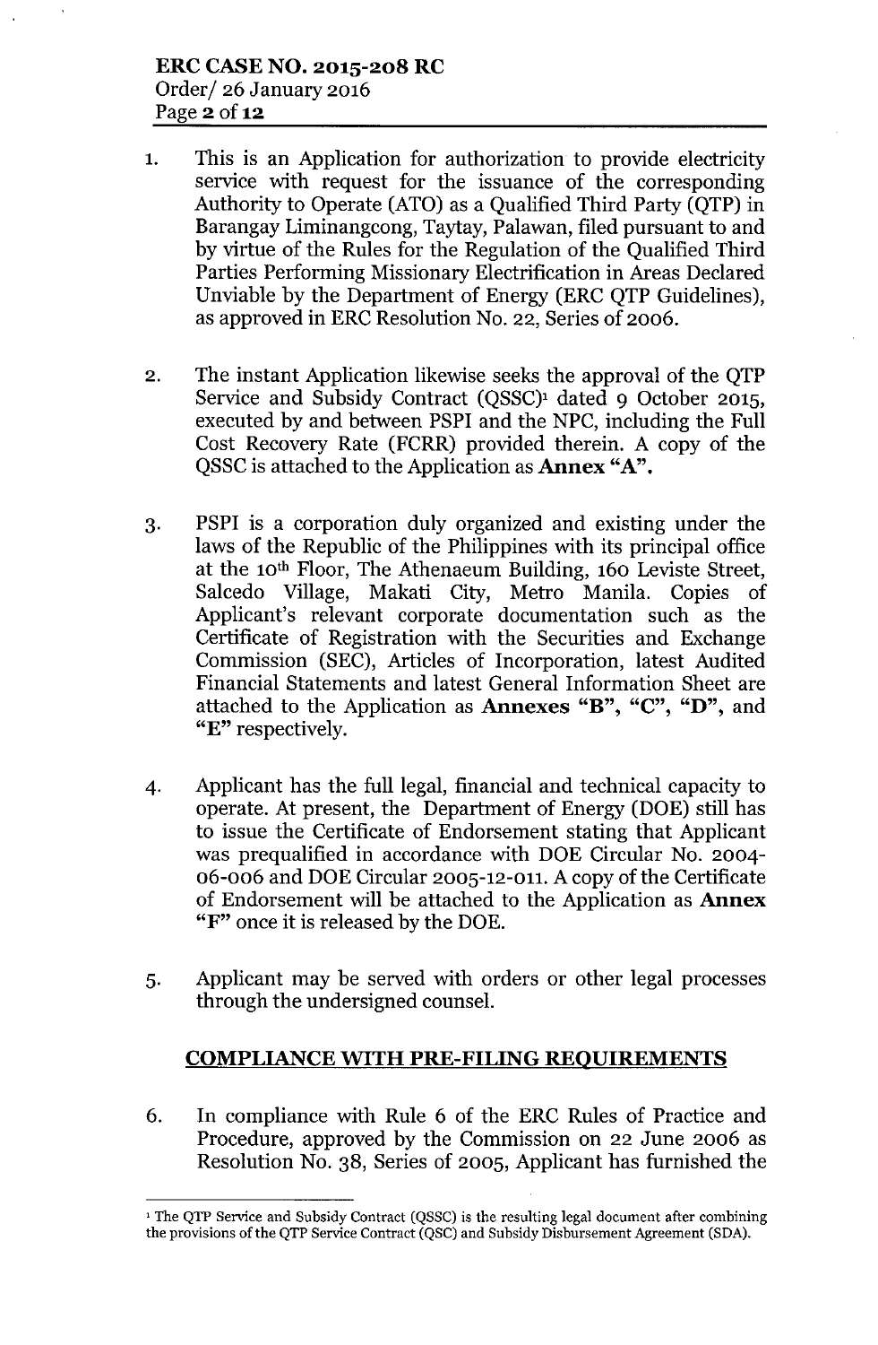1. This is an Application for authorization to provide electricity service with request for the issuance of the corresponding Authority to Operate (ATO) as a Qualified Third Party (QTP) in Barangay Liminangcong, Taytay, Palawan, filed pursuant to and by virtue of the Rules for the Regulation of the Qualified Third Parties Performing Missionary Electrification in Areas Declared Unviable by the Department of Energy (ERC QTP Guidelines), as approved in ERC Resolution No. 22, Series of 2006.

2. The instant Application likewise seeks the approval of the QTP Service and Subsidy Contract (QSSC)[1] dated 9 October 2015, executed by and between PSPI and the NPC, including the Full Cost Recovery Rate (FCRR) provided therein. A copy of the QSSC is attached to the Application as **Annex "A"**.

3. PSPI is a corporation duly organized and existing under the laws of the Republic of the Philippines with its principal office at the 10th Floor, The Athenaeum Building, 160 Leviste Street, Salcedo Village, Makati City, Metro Manila. Copies of Applicant's relevant corporate documentation such as the Certificate of Registration with the Securities and Exchange Commission (SEC), Articles of Incorporation, latest Audited Financial Statements and latest General Information Sheet are attached to the Application as **Annexes "B"**, **"C"**, **"D"**, and **"E"** respectively.

4. Applicant has the full legal, financial and technical capacity to operate. At present, the Department of Energy (DOE) still has to issue the Certificate of Endorsement stating that Applicant was prequalified in accordance with DOE Circular No. 2004-06-006 and DOE Circular 2005-12-011. A copy of the Certificate of Endorsement will be attached to the Application as **Annex "F"** once it is released by the DOE.

5. Applicant may be served with orders or other legal processes through the undersigned counsel.

## COMPLIANCE WITH PRE-FILING REQUIREMENTS

6. In compliance with Rule 6 of the ERC Rules of Practice and Procedure, approved by the Commission on 22 June 2006 as Resolution No. 38, Series of 2005, Applicant has furnished the

---

[1] The QTP Service and Subsidy Contract (QSSC) is the resulting legal document after combining the provisions of the QTP Service Contract (QSC) and Subsidy Disbursement Agreement (SDA).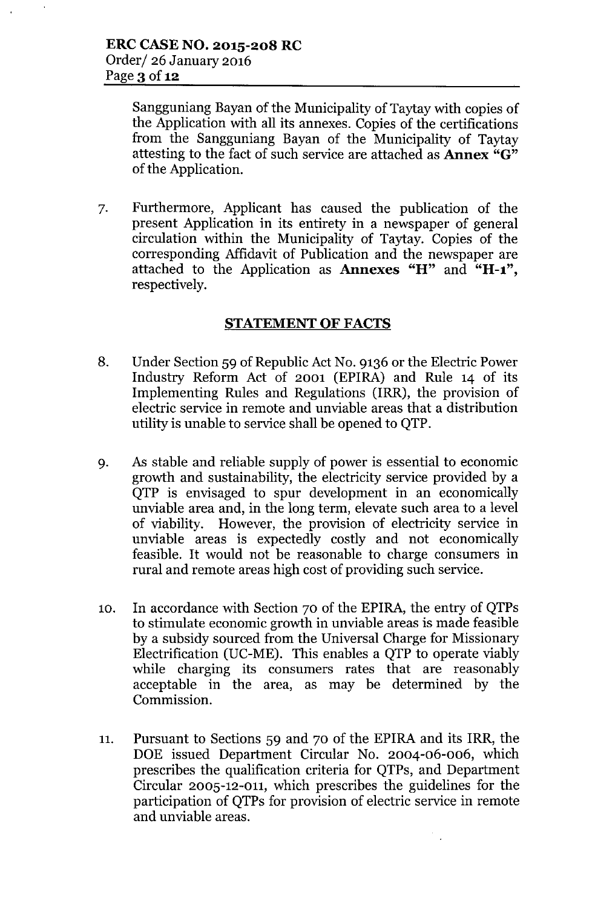Sangguniang Bayan of the Municipality of Taytay with copies of the Application with all its annexes. Copies of the certifications from the Sangguniang Bayan of the Municipality of Taytay attesting to the fact of such service are attached as **Annex "G"** of the Application.

7. Furthermore, Applicant has caused the publication of the present Application in its entirety in a newspaper of general circulation within the Municipality of Taytay. Copies of the corresponding Affidavit of Publication and the newspaper are attached to the Application as **Annexes "H"** and **"H-1"**, respectively.

## STATEMENT OF FACTS

8. Under Section 59 of Republic Act No. 9136 or the Electric Power Industry Reform Act of 2001 (EPIRA) and Rule 14 of its Implementing Rules and Regulations (IRR), the provision of electric service in remote and unviable areas that a distribution utility is unable to service shall be opened to QTP.

9. As stable and reliable supply of power is essential to economic growth and sustainability, the electricity service provided by a QTP is envisaged to spur development in an economically unviable area and, in the long term, elevate such area to a level of viability. However, the provision of electricity service in unviable areas is expectedly costly and not economically feasible. It would not be reasonable to charge consumers in rural and remote areas high cost of providing such service.

10. In accordance with Section 70 of the EPIRA, the entry of QTPs to stimulate economic growth in unviable areas is made feasible by a subsidy sourced from the Universal Charge for Missionary Electrification (UC-ME). This enables a QTP to operate viably while charging its consumers rates that are reasonably acceptable in the area, as may be determined by the Commission.

11. Pursuant to Sections 59 and 70 of the EPIRA and its IRR, the DOE issued Department Circular No. 2004-06-006, which prescribes the qualification criteria for QTPs, and Department Circular 2005-12-011, which prescribes the guidelines for the participation of QTPs for provision of electric service in remote and unviable areas.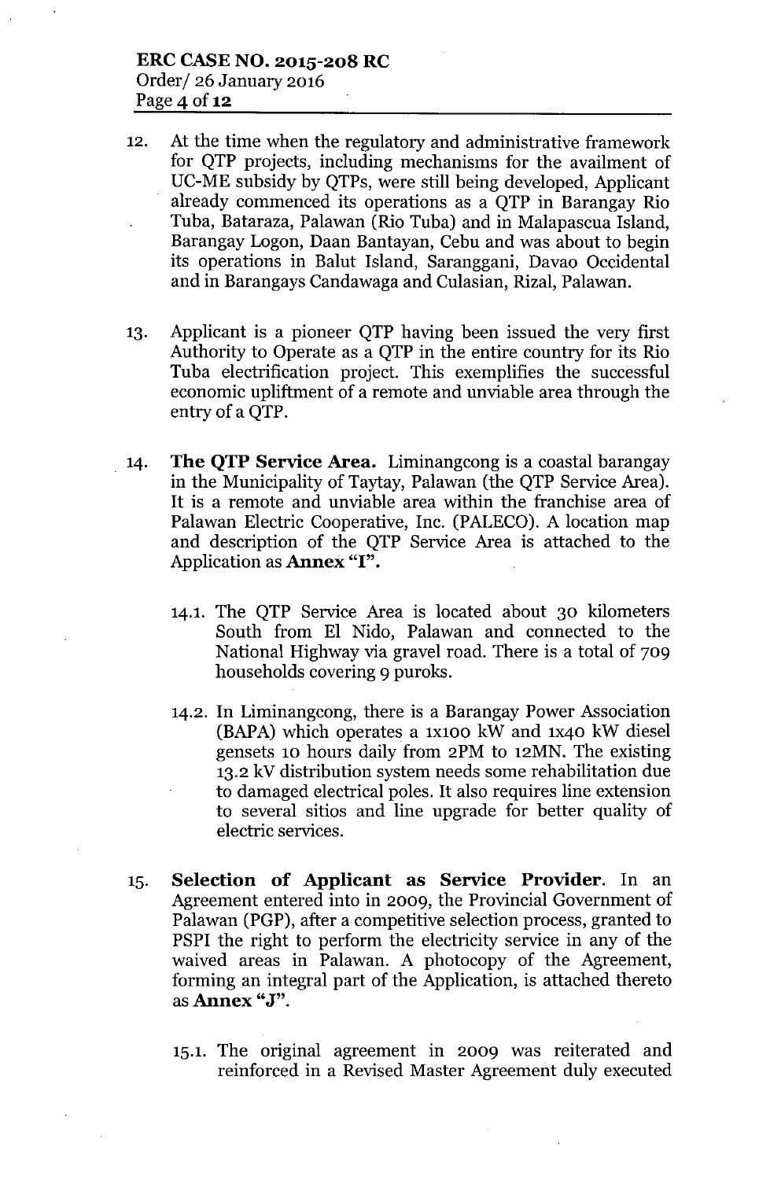12. At the time when the regulatory and administrative framework for QTP projects, including mechanisms for the availment of UC-ME subsidy by QTPs, were still being developed, Applicant already commenced its operations as a QTP in Barangay Rio Tuba, Bataraza, Palawan (Rio Tuba) and in Malapascua Island, Barangay Logon, Daan Bantayan, Cebu and was about to begin its operations in Balut Island, Saranggani, Davao Occidental and in Barangays Candawaga and Culasian, Rizal, Palawan.

13. Applicant is a pioneer QTP having been issued the very first Authority to Operate as a QTP in the entire country for its Rio Tuba electrification project. This exemplifies the successful economic upliftment of a remote and unviable area through the entry of a QTP.

14. **The QTP Service Area.** Liminangcong is a coastal barangay in the Municipality of Taytay, Palawan (the QTP Service Area). It is a remote and unviable area within the franchise area of Palawan Electric Cooperative, Inc. (PALECO). A location map and description of the QTP Service Area is attached to the Application as **Annex "I"**.

    14.1. The QTP Service Area is located about 30 kilometers South from El Nido, Palawan and connected to the National Highway via gravel road. There is a total of 709 households covering 9 puroks.

    14.2. In Liminangcong, there is a Barangay Power Association (BAPA) which operates a 1x100 kW and 1x40 kW diesel gensets 10 hours daily from 2PM to 12MN. The existing 13.2 kV distribution system needs some rehabilitation due to damaged electrical poles. It also requires line extension to several sitios and line upgrade for better quality of electric services.

15. **Selection of Applicant as Service Provider**. In an Agreement entered into in 2009, the Provincial Government of Palawan (PGP), after a competitive selection process, granted to PSPI the right to perform the electricity service in any of the waived areas in Palawan. A photocopy of the Agreement, forming an integral part of the Application, is attached thereto as **Annex "J"**.

    15.1. The original agreement in 2009 was reiterated and reinforced in a Revised Master Agreement duly executed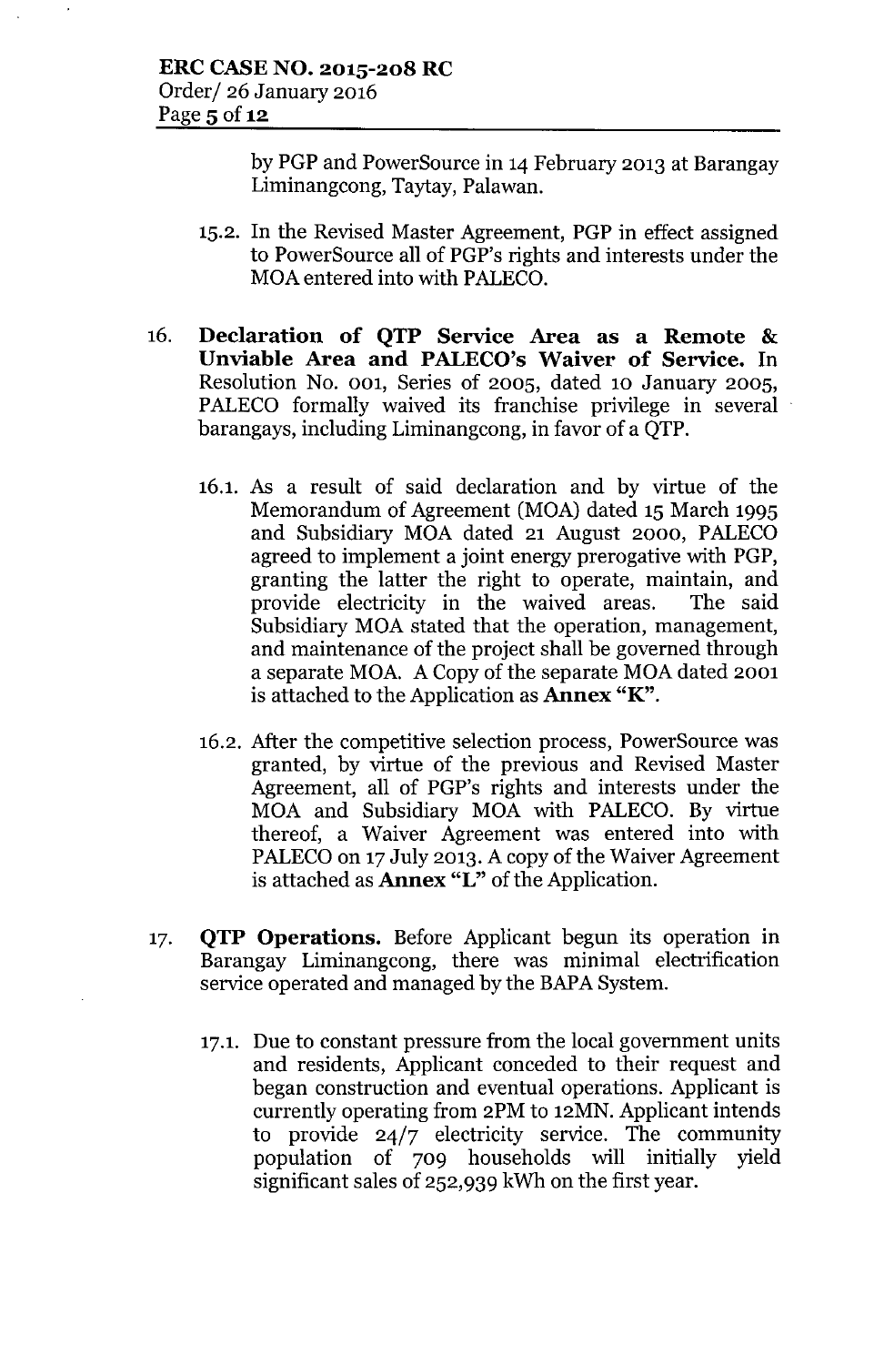by PGP and PowerSource in 14 February 2013 at Barangay Liminangcong, Taytay, Palawan.

15.2. In the Revised Master Agreement, PGP in effect assigned to PowerSource all of PGP's rights and interests under the MOA entered into with PALECO.

16. **Declaration of QTP Service Area as a Remote & Unviable Area and PALECO's Waiver of Service.** In Resolution No. 001, Series of 2005, dated 10 January 2005, PALECO formally waived its franchise privilege in several barangays, including Liminangcong, in favor of a QTP.

16.1. As a result of said declaration and by virtue of the Memorandum of Agreement (MOA) dated 15 March 1995 and Subsidiary MOA dated 21 August 2000, PALECO agreed to implement a joint energy prerogative with PGP, granting the latter the right to operate, maintain, and provide electricity in the waived areas. The said Subsidiary MOA stated that the operation, management, and maintenance of the project shall be governed through a separate MOA. A Copy of the separate MOA dated 2001 is attached to the Application as **Annex "K"**.

16.2. After the competitive selection process, PowerSource was granted, by virtue of the previous and Revised Master Agreement, all of PGP's rights and interests under the MOA and Subsidiary MOA with PALECO. By virtue thereof, a Waiver Agreement was entered into with PALECO on 17 July 2013. A copy of the Waiver Agreement is attached as **Annex "L"** of the Application.

17. **QTP Operations.** Before Applicant begun its operation in Barangay Liminangcong, there was minimal electrification service operated and managed by the BAPA System.

17.1. Due to constant pressure from the local government units and residents, Applicant conceded to their request and began construction and eventual operations. Applicant is currently operating from 2PM to 12MN. Applicant intends to provide 24/7 electricity service. The community population of 709 households will initially yield significant sales of 252,939 kWh on the first year.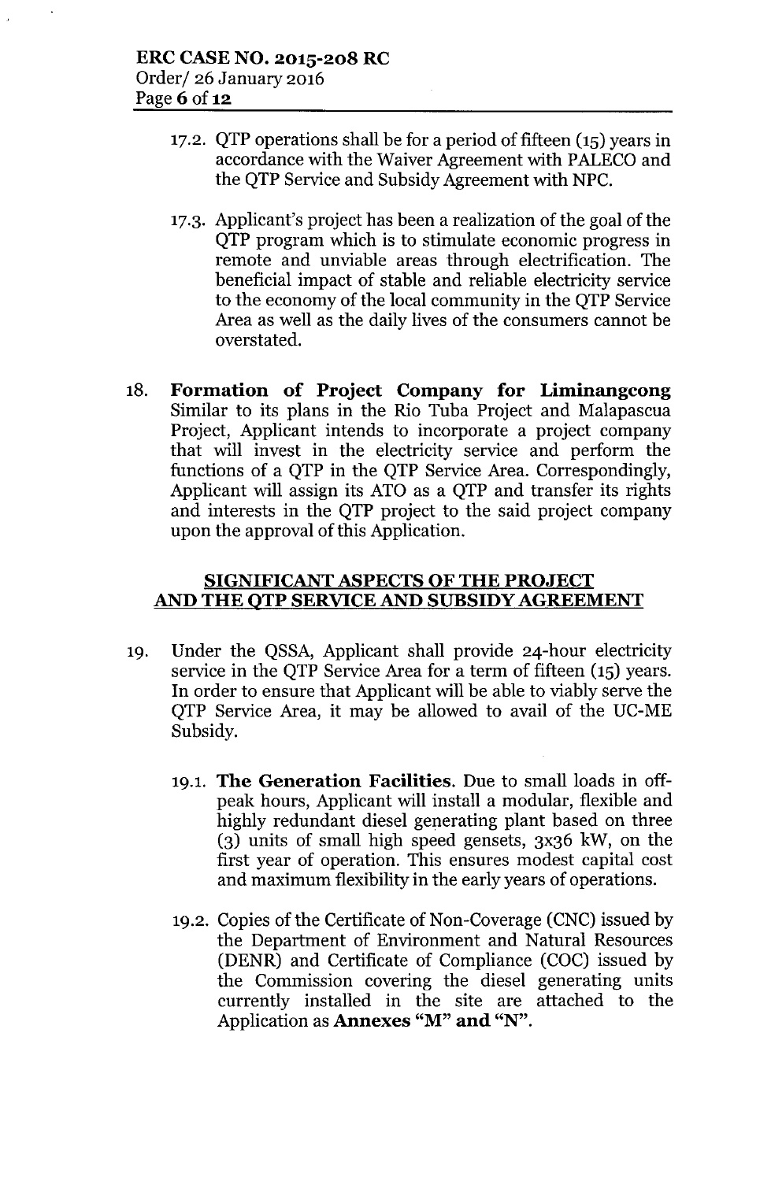17.2. QTP operations shall be for a period of fifteen (15) years in accordance with the Waiver Agreement with PALECO and the QTP Service and Subsidy Agreement with NPC.

17.3. Applicant's project has been a realization of the goal of the QTP program which is to stimulate economic progress in remote and unviable areas through electrification. The beneficial impact of stable and reliable electricity service to the economy of the local community in the QTP Service Area as well as the daily lives of the consumers cannot be overstated.

18. **Formation of Project Company for Liminangcong** Similar to its plans in the Rio Tuba Project and Malapascua Project, Applicant intends to incorporate a project company that will invest in the electricity service and perform the functions of a QTP in the QTP Service Area. Correspondingly, Applicant will assign its ATO as a QTP and transfer its rights and interests in the QTP project to the said project company upon the approval of this Application.

## SIGNIFICANT ASPECTS OF THE PROJECT AND THE QTP SERVICE AND SUBSIDY AGREEMENT

19. Under the QSSA, Applicant shall provide 24-hour electricity service in the QTP Service Area for a term of fifteen (15) years. In order to ensure that Applicant will be able to viably serve the QTP Service Area, it may be allowed to avail of the UC-ME Subsidy.

19.1. **The Generation Facilities.** Due to small loads in off-peak hours, Applicant will install a modular, flexible and highly redundant diesel generating plant based on three (3) units of small high speed gensets, 3x36 kW, on the first year of operation. This ensures modest capital cost and maximum flexibility in the early years of operations.

19.2. Copies of the Certificate of Non-Coverage (CNC) issued by the Department of Environment and Natural Resources (DENR) and Certificate of Compliance (COC) issued by the Commission covering the diesel generating units currently installed in the site are attached to the Application as **Annexes "M" and "N"**.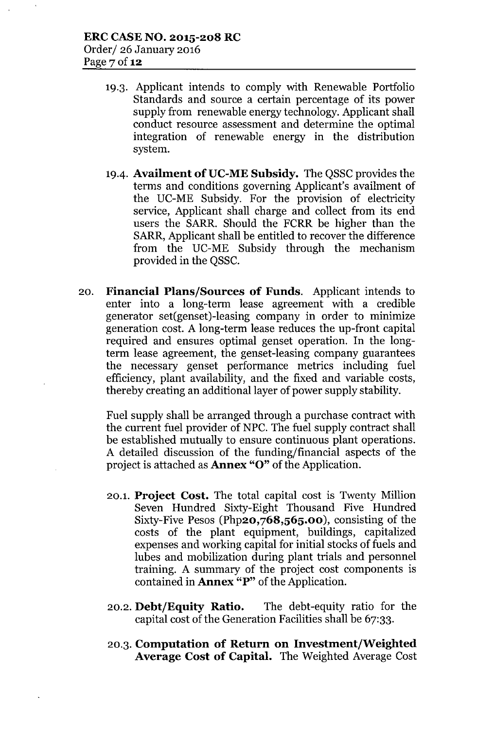19.3. Applicant intends to comply with Renewable Portfolio Standards and source a certain percentage of its power supply from renewable energy technology. Applicant shall conduct resource assessment and determine the optimal integration of renewable energy in the distribution system.

19.4. **Availment of UC-ME Subsidy.** The QSSC provides the terms and conditions governing Applicant's availment of the UC-ME Subsidy. For the provision of electricity service, Applicant shall charge and collect from its end users the SARR. Should the FCRR be higher than the SARR, Applicant shall be entitled to recover the difference from the UC-ME Subsidy through the mechanism provided in the QSSC.

20. **Financial Plans/Sources of Funds**. Applicant intends to enter into a long-term lease agreement with a credible generator set(genset)-leasing company in order to minimize generation cost. A long-term lease reduces the up-front capital required and ensures optimal genset operation. In the long-term lease agreement, the genset-leasing company guarantees the necessary genset performance metrics including fuel efficiency, plant availability, and the fixed and variable costs, thereby creating an additional layer of power supply stability.

Fuel supply shall be arranged through a purchase contract with the current fuel provider of NPC. The fuel supply contract shall be established mutually to ensure continuous plant operations. A detailed discussion of the funding/financial aspects of the project is attached as **Annex "O"** of the Application.

20.1. **Project Cost.** The total capital cost is Twenty Million Seven Hundred Sixty-Eight Thousand Five Hundred Sixty-Five Pesos (Php**20,768,565.00**), consisting of the costs of the plant equipment, buildings, capitalized expenses and working capital for initial stocks of fuels and lubes and mobilization during plant trials and personnel training. A summary of the project cost components is contained in **Annex "P"** of the Application.

20.2. **Debt/Equity Ratio.** The debt-equity ratio for the capital cost of the Generation Facilities shall be 67:33.

20.3. **Computation of Return on Investment/Weighted Average Cost of Capital.** The Weighted Average Cost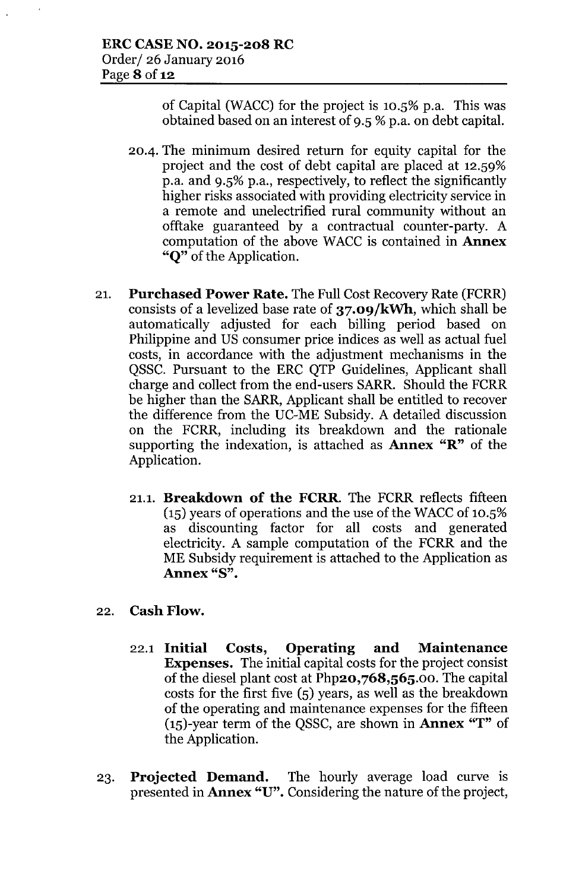of Capital (WACC) for the project is 10.5% p.a. This was obtained based on an interest of 9.5 % p.a. on debt capital.

20.4. The minimum desired return for equity capital for the project and the cost of debt capital are placed at 12.59% p.a. and 9.5% p.a., respectively, to reflect the significantly higher risks associated with providing electricity service in a remote and unelectrified rural community without an offtake guaranteed by a contractual counter-party. A computation of the above WACC is contained in **Annex "Q"** of the Application.

21. **Purchased Power Rate.** The Full Cost Recovery Rate (FCRR) consists of a levelized base rate of **37.09/kWh**, which shall be automatically adjusted for each billing period based on Philippine and US consumer price indices as well as actual fuel costs, in accordance with the adjustment mechanisms in the QSSC. Pursuant to the ERC QTP Guidelines, Applicant shall charge and collect from the end-users SARR. Should the FCRR be higher than the SARR, Applicant shall be entitled to recover the difference from the UC-ME Subsidy. A detailed discussion on the FCRR, including its breakdown and the rationale supporting the indexation, is attached as **Annex "R"** of the Application.

21.1. **Breakdown of the FCRR.** The FCRR reflects fifteen (15) years of operations and the use of the WACC of 10.5% as discounting factor for all costs and generated electricity. A sample computation of the FCRR and the ME Subsidy requirement is attached to the Application as **Annex "S".**

22. **Cash Flow.**

22.1 **Initial Costs, Operating and Maintenance Expenses.** The initial capital costs for the project consist of the diesel plant cost at Php**20,768,565**.00. The capital costs for the first five (5) years, as well as the breakdown of the operating and maintenance expenses for the fifteen (15)-year term of the QSSC, are shown in **Annex "T"** of the Application.

23. **Projected Demand.** The hourly average load curve is presented in **Annex "U".** Considering the nature of the project,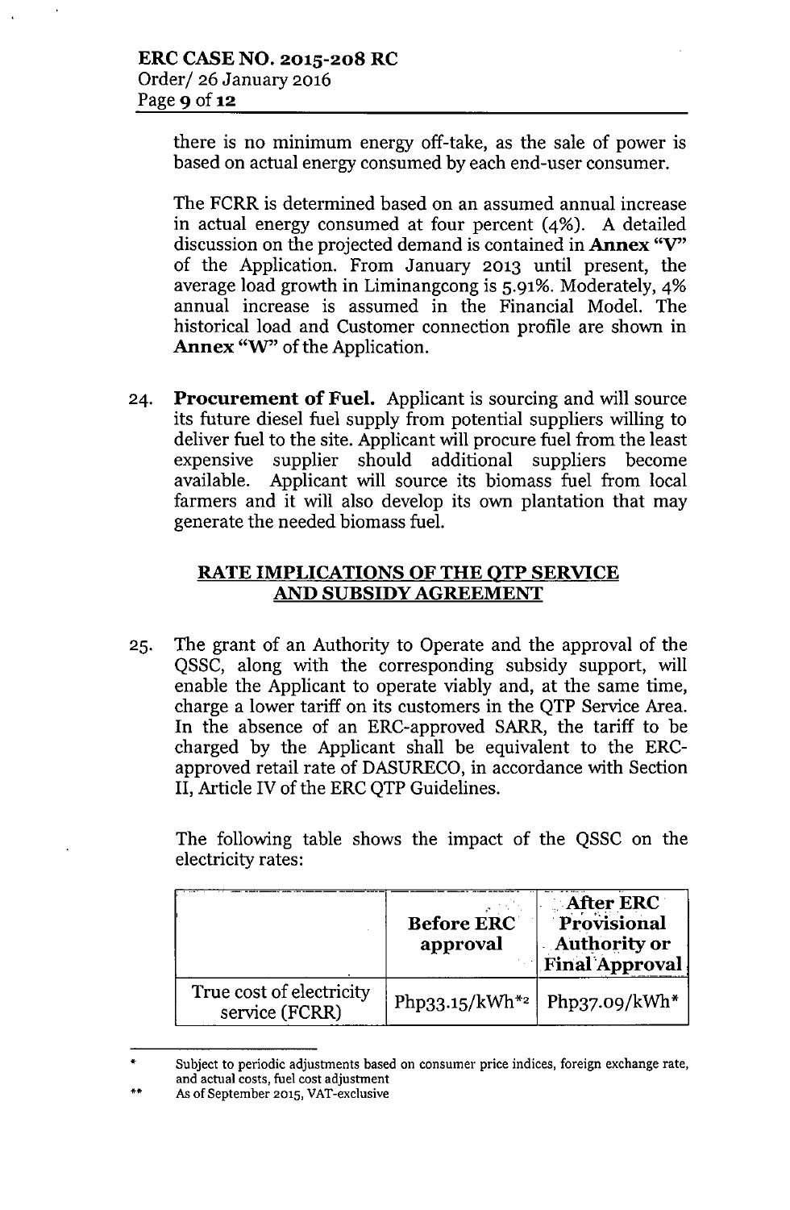there is no minimum energy off-take, as the sale of power is based on actual energy consumed by each end-user consumer.

The FCRR is determined based on an assumed annual increase in actual energy consumed at four percent (4%). A detailed discussion on the projected demand is contained in **Annex "V"** of the Application. From January 2013 until present, the average load growth in Liminangcong is 5.91%. Moderately, 4% annual increase is assumed in the Financial Model. The historical load and Customer connection profile are shown in **Annex "W"** of the Application.

24. **Procurement of Fuel.** Applicant is sourcing and will source its future diesel fuel supply from potential suppliers willing to deliver fuel to the site. Applicant will procure fuel from the least expensive supplier should additional suppliers become available. Applicant will source its biomass fuel from local farmers and it will also develop its own plantation that may generate the needed biomass fuel.

## RATE IMPLICATIONS OF THE QTP SERVICE AND SUBSIDY AGREEMENT

25. The grant of an Authority to Operate and the approval of the QSSC, along with the corresponding subsidy support, will enable the Applicant to operate viably and, at the same time, charge a lower tariff on its customers in the QTP Service Area. In the absence of an ERC-approved SARR, the tariff to be charged by the Applicant shall be equivalent to the ERC-approved retail rate of DASURECO, in accordance with Section II, Article IV of the ERC QTP Guidelines.

The following table shows the impact of the QSSC on the electricity rates:

| | **Before ERC approval** | **After ERC Provisional Authority or Final Approval** |
|---|---|---|
| True cost of electricity service (FCRR) | Php33.15/kWh*[2] | Php37.09/kWh* |

---

\* Subject to periodic adjustments based on consumer price indices, foreign exchange rate, and actual costs, fuel cost adjustment

\*\* As of September 2015, VAT-exclusive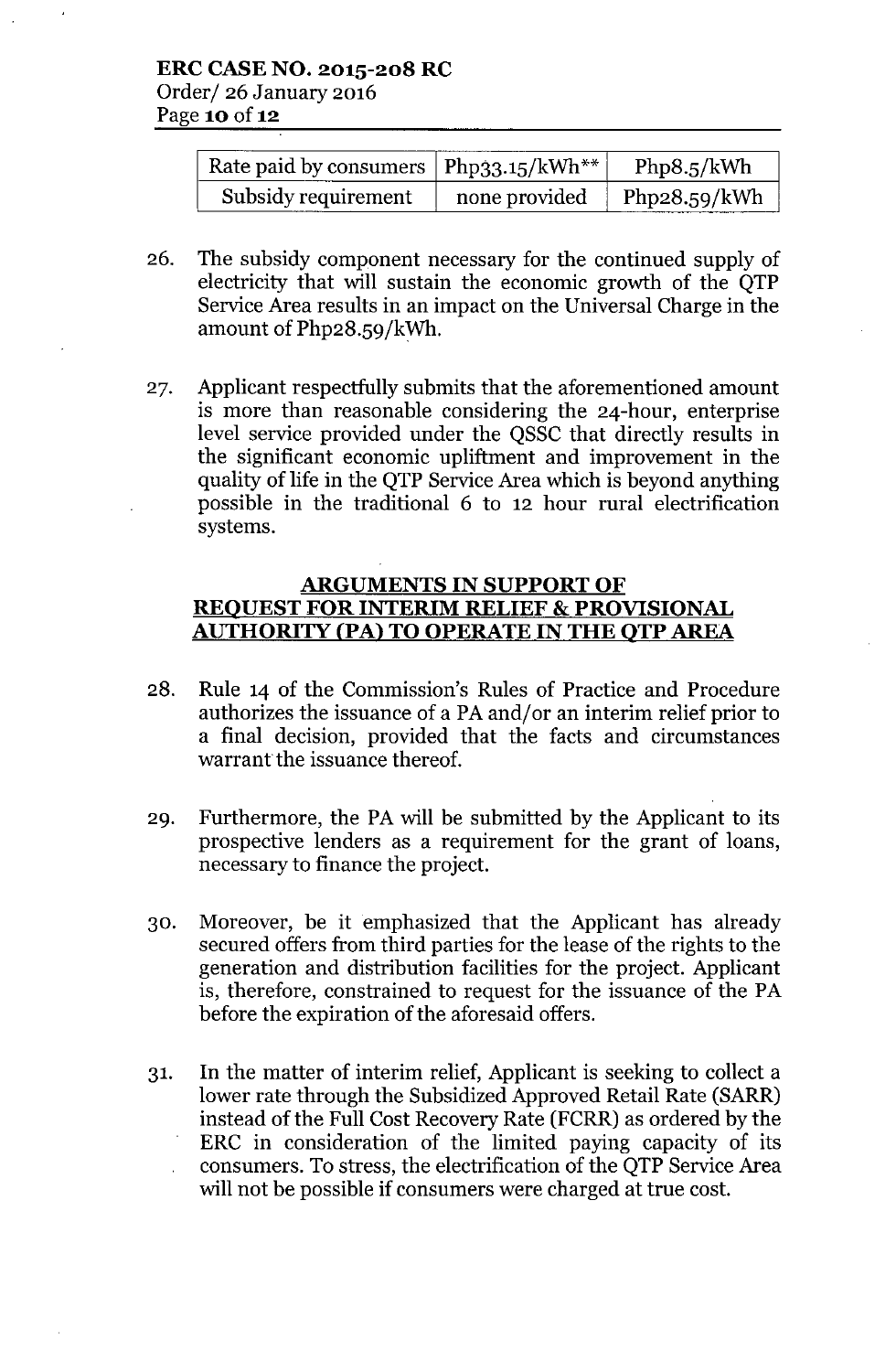| Rate paid by consumers | Php33.15/kWh** | Php8.5/kWh |
|---|---|---|
| Subsidy requirement | none provided | Php28.59/kWh |

26. The subsidy component necessary for the continued supply of electricity that will sustain the economic growth of the QTP Service Area results in an impact on the Universal Charge in the amount of Php28.59/kWh.

27. Applicant respectfully submits that the aforementioned amount is more than reasonable considering the 24-hour, enterprise level service provided under the QSSC that directly results in the significant economic upliftment and improvement in the quality of life in the QTP Service Area which is beyond anything possible in the traditional 6 to 12 hour rural electrification systems.

## ARGUMENTS IN SUPPORT OF REQUEST FOR INTERIM RELIEF & PROVISIONAL AUTHORITY (PA) TO OPERATE IN THE QTP AREA

28. Rule 14 of the Commission's Rules of Practice and Procedure authorizes the issuance of a PA and/or an interim relief prior to a final decision, provided that the facts and circumstances warrant the issuance thereof.

29. Furthermore, the PA will be submitted by the Applicant to its prospective lenders as a requirement for the grant of loans, necessary to finance the project.

30. Moreover, be it emphasized that the Applicant has already secured offers from third parties for the lease of the rights to the generation and distribution facilities for the project. Applicant is, therefore, constrained to request for the issuance of the PA before the expiration of the aforesaid offers.

31. In the matter of interim relief, Applicant is seeking to collect a lower rate through the Subsidized Approved Retail Rate (SARR) instead of the Full Cost Recovery Rate (FCRR) as ordered by the ERC in consideration of the limited paying capacity of its consumers. To stress, the electrification of the QTP Service Area will not be possible if consumers were charged at true cost.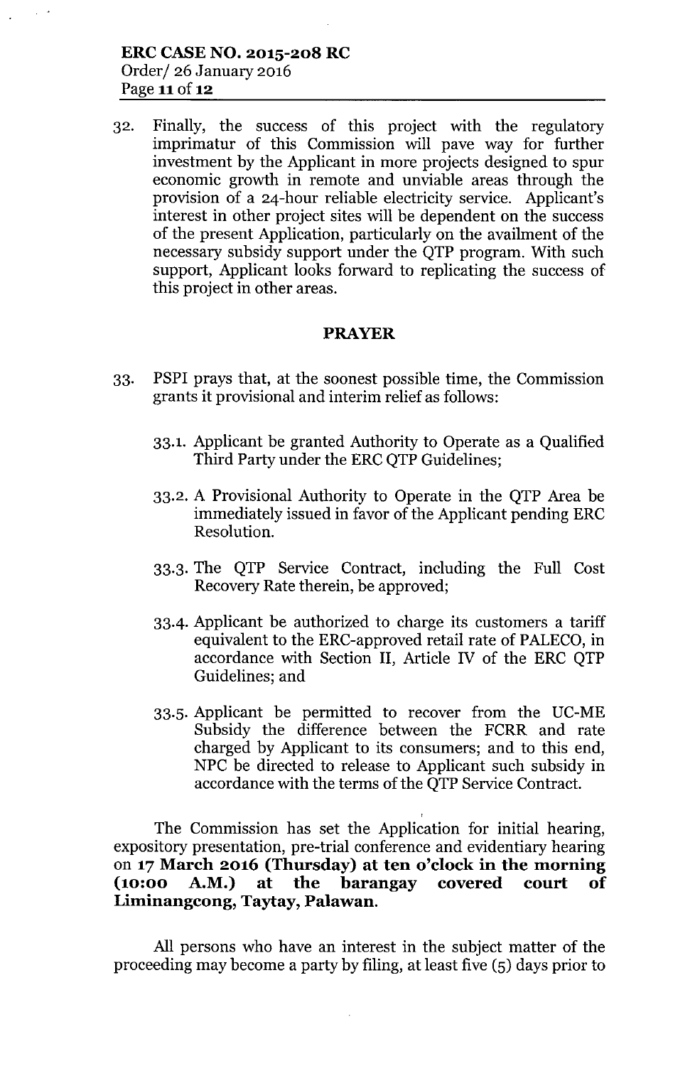32. Finally, the success of this project with the regulatory imprimatur of this Commission will pave way for further investment by the Applicant in more projects designed to spur economic growth in remote and unviable areas through the provision of a 24-hour reliable electricity service. Applicant's interest in other project sites will be dependent on the success of the present Application, particularly on the availment of the necessary subsidy support under the QTP program. With such support, Applicant looks forward to replicating the success of this project in other areas.

## PRAYER

33. PSPI prays that, at the soonest possible time, the Commission grants it provisional and interim relief as follows:

    33.1. Applicant be granted Authority to Operate as a Qualified Third Party under the ERC QTP Guidelines;

    33.2. A Provisional Authority to Operate in the QTP Area be immediately issued in favor of the Applicant pending ERC Resolution.

    33.3. The QTP Service Contract, including the Full Cost Recovery Rate therein, be approved;

    33.4. Applicant be authorized to charge its customers a tariff equivalent to the ERC-approved retail rate of PALECO, in accordance with Section II, Article IV of the ERC QTP Guidelines; and

    33.5. Applicant be permitted to recover from the UC-ME Subsidy the difference between the FCRR and rate charged by Applicant to its consumers; and to this end, NPC be directed to release to Applicant such subsidy in accordance with the terms of the QTP Service Contract.

The Commission has set the Application for initial hearing, expository presentation, pre-trial conference and evidentiary hearing on **17 March 2016 (Thursday) at ten o'clock in the morning (10:00 A.M.) at the barangay covered court of Liminangcong, Taytay, Palawan.**

All persons who have an interest in the subject matter of the proceeding may become a party by filing, at least five (5) days prior to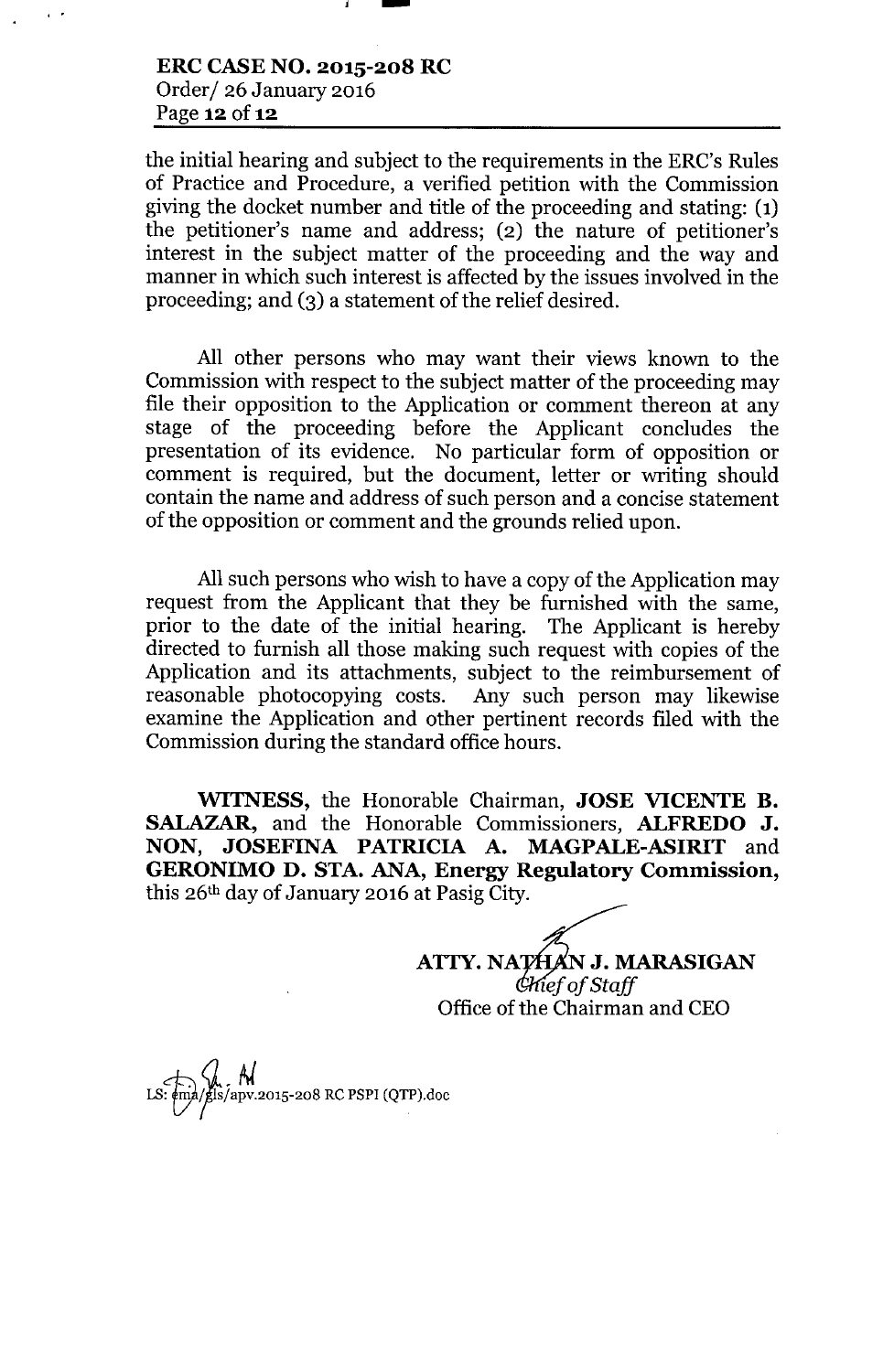the initial hearing and subject to the requirements in the ERC's Rules of Practice and Procedure, a verified petition with the Commission giving the docket number and title of the proceeding and stating: (1) the petitioner's name and address; (2) the nature of petitioner's interest in the subject matter of the proceeding and the way and manner in which such interest is affected by the issues involved in the proceeding; and (3) a statement of the relief desired.

All other persons who may want their views known to the Commission with respect to the subject matter of the proceeding may file their opposition to the Application or comment thereon at any stage of the proceeding before the Applicant concludes the presentation of its evidence. No particular form of opposition or comment is required, but the document, letter or writing should contain the name and address of such person and a concise statement of the opposition or comment and the grounds relied upon.

All such persons who wish to have a copy of the Application may request from the Applicant that they be furnished with the same, prior to the date of the initial hearing. The Applicant is hereby directed to furnish all those making such request with copies of the Application and its attachments, subject to the reimbursement of reasonable photocopying costs. Any such person may likewise examine the Application and other pertinent records filed with the Commission during the standard office hours.

**WITNESS,** the Honorable Chairman, **JOSE VICENTE B. SALAZAR,** and the Honorable Commissioners, **ALFREDO J. NON, JOSEFINA PATRICIA A. MAGPALE-ASIRIT** and **GERONIMO D. STA. ANA, Energy Regulatory Commission,** this 26th day of January 2016 at Pasig City.

**ATTY. NATHAN J. MARASIGAN**
*Chief of Staff*
Office of the Chairman and CEO

LS: ema/gls/apv.2015-208 RC PSPI (QTP).doc